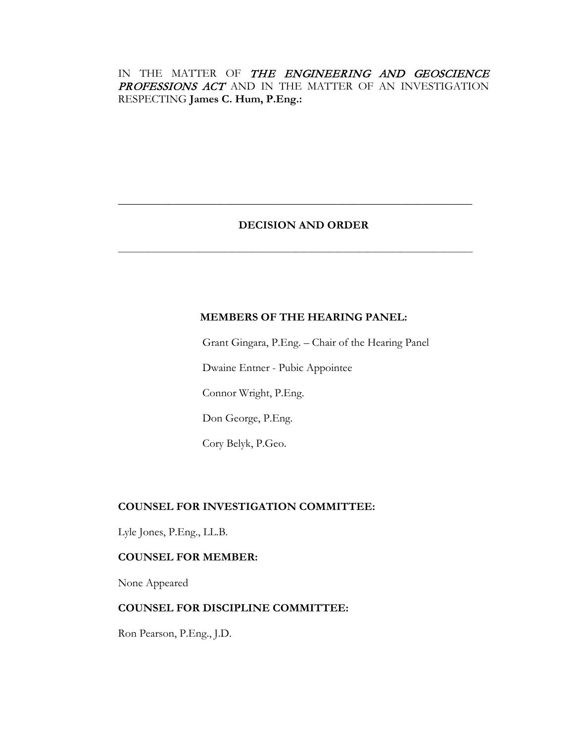IN THE MATTER OF ***THE ENGINEERING AND GEOSCIENCE PROFESSIONS ACT*** AND IN THE MATTER OF AN INVESTIGATION RESPECTING **James C. Hum, P.Eng.:**

---

# DECISION AND ORDER

---

**MEMBERS OF THE HEARING PANEL:**

Grant Gingara, P.Eng. – Chair of the Hearing Panel

Dwaine Entner - Pubic Appointee

Connor Wright, P.Eng.

Don George, P.Eng.

Cory Belyk, P.Geo.

**COUNSEL FOR INVESTIGATION COMMITTEE:**

Lyle Jones, P.Eng., LL.B.

**COUNSEL FOR MEMBER:**

None Appeared

**COUNSEL FOR DISCIPLINE COMMITTEE:**

Ron Pearson, P.Eng., J.D.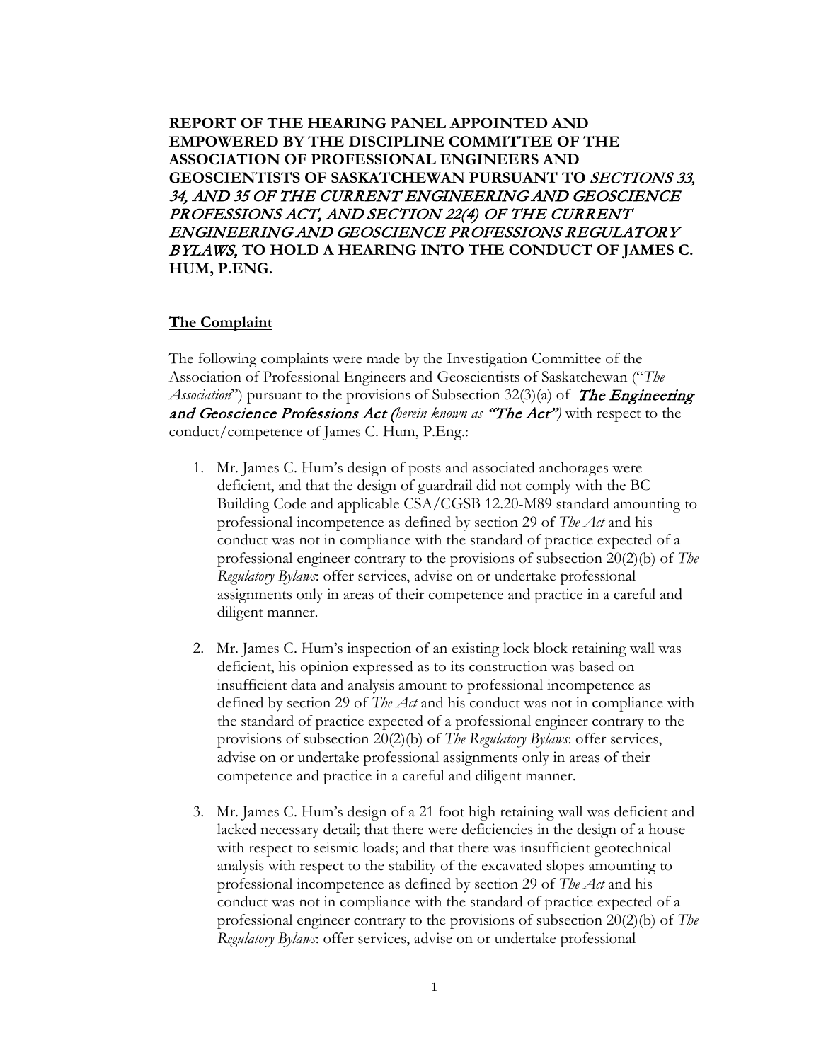**REPORT OF THE HEARING PANEL APPOINTED AND EMPOWERED BY THE DISCIPLINE COMMITTEE OF THE ASSOCIATION OF PROFESSIONAL ENGINEERS AND GEOSCIENTISTS OF SASKATCHEWAN PURSUANT TO *SECTIONS 33, 34, AND 35 OF THE CURRENT ENGINEERING AND GEOSCIENCE PROFESSIONS ACT, AND SECTION 22(4) OF THE CURRENT ENGINEERING AND GEOSCIENCE PROFESSIONS REGULATORY BYLAWS,* TO HOLD A HEARING INTO THE CONDUCT OF JAMES C. HUM, P.ENG.**

## The Complaint

The following complaints were made by the Investigation Committee of the Association of Professional Engineers and Geoscientists of Saskatchewan ("*The Association*") pursuant to the provisions of Subsection 32(3)(a) of ***The Engineering and Geoscience Professions Act*** *(herein known as* ***"The Act"****)* with respect to the conduct/competence of James C. Hum, P.Eng.:

1. Mr. James C. Hum's design of posts and associated anchorages were deficient, and that the design of guardrail did not comply with the BC Building Code and applicable CSA/CGSB 12.20-M89 standard amounting to professional incompetence as defined by section 29 of *The Act* and his conduct was not in compliance with the standard of practice expected of a professional engineer contrary to the provisions of subsection 20(2)(b) of *The Regulatory Bylaws*: offer services, advise on or undertake professional assignments only in areas of their competence and practice in a careful and diligent manner.

2. Mr. James C. Hum's inspection of an existing lock block retaining wall was deficient, his opinion expressed as to its construction was based on insufficient data and analysis amount to professional incompetence as defined by section 29 of *The Act* and his conduct was not in compliance with the standard of practice expected of a professional engineer contrary to the provisions of subsection 20(2)(b) of *The Regulatory Bylaws*: offer services, advise on or undertake professional assignments only in areas of their competence and practice in a careful and diligent manner.

3. Mr. James C. Hum's design of a 21 foot high retaining wall was deficient and lacked necessary detail; that there were deficiencies in the design of a house with respect to seismic loads; and that there was insufficient geotechnical analysis with respect to the stability of the excavated slopes amounting to professional incompetence as defined by section 29 of *The Act* and his conduct was not in compliance with the standard of practice expected of a professional engineer contrary to the provisions of subsection 20(2)(b) of *The Regulatory Bylaws*: offer services, advise on or undertake professional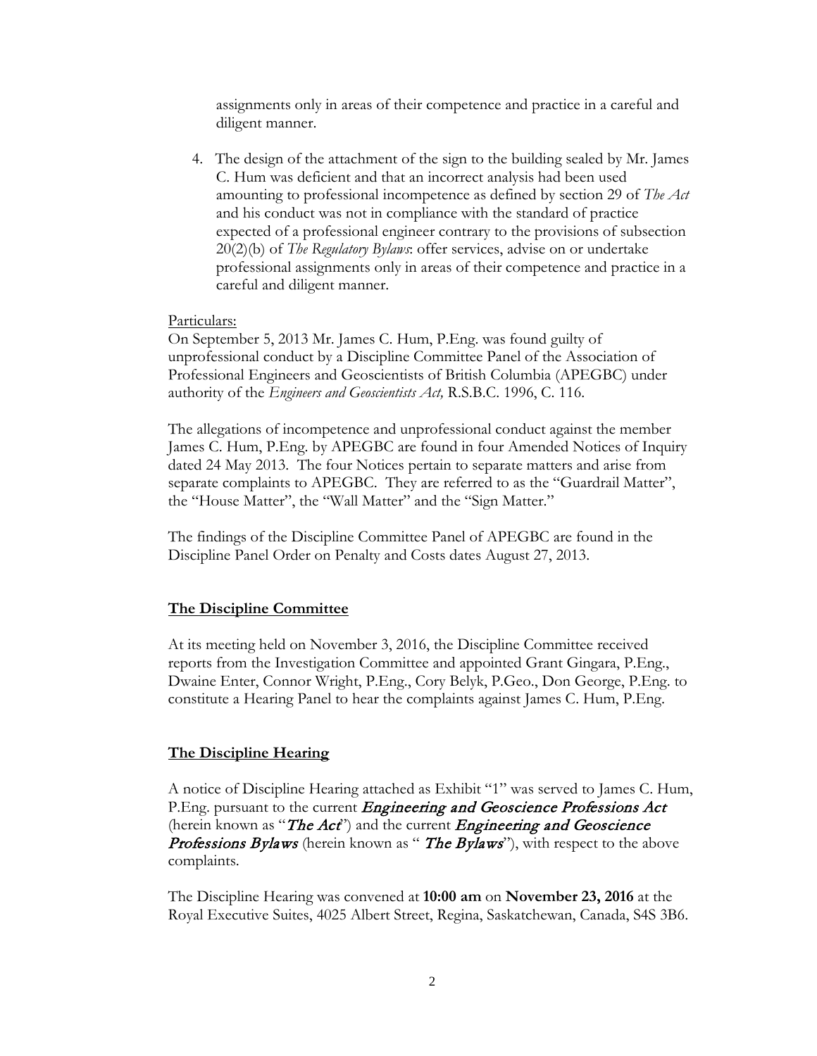assignments only in areas of their competence and practice in a careful and diligent manner.

4. The design of the attachment of the sign to the building sealed by Mr. James C. Hum was deficient and that an incorrect analysis had been used amounting to professional incompetence as defined by section 29 of *The Act* and his conduct was not in compliance with the standard of practice expected of a professional engineer contrary to the provisions of subsection 20(2)(b) of *The Regulatory Bylaws*: offer services, advise on or undertake professional assignments only in areas of their competence and practice in a careful and diligent manner.

Particulars:
On September 5, 2013 Mr. James C. Hum, P.Eng. was found guilty of unprofessional conduct by a Discipline Committee Panel of the Association of Professional Engineers and Geoscientists of British Columbia (APEGBC) under authority of the *Engineers and Geoscientists Act,* R.S.B.C. 1996, C. 116.

The allegations of incompetence and unprofessional conduct against the member James C. Hum, P.Eng. by APEGBC are found in four Amended Notices of Inquiry dated 24 May 2013. The four Notices pertain to separate matters and arise from separate complaints to APEGBC. They are referred to as the "Guardrail Matter", the "House Matter", the "Wall Matter" and the "Sign Matter."

The findings of the Discipline Committee Panel of APEGBC are found in the Discipline Panel Order on Penalty and Costs dates August 27, 2013.

## The Discipline Committee

At its meeting held on November 3, 2016, the Discipline Committee received reports from the Investigation Committee and appointed Grant Gingara, P.Eng., Dwaine Enter, Connor Wright, P.Eng., Cory Belyk, P.Geo., Don George, P.Eng. to constitute a Hearing Panel to hear the complaints against James C. Hum, P.Eng.

## The Discipline Hearing

A notice of Discipline Hearing attached as Exhibit "1" was served to James C. Hum, P.Eng. pursuant to the current ***Engineering and Geoscience Professions Act*** (herein known as "***The Act***") and the current ***Engineering and Geoscience Professions Bylaws*** (herein known as " ***The Bylaws***"), with respect to the above complaints.

The Discipline Hearing was convened at **10:00 am** on **November 23, 2016** at the Royal Executive Suites, 4025 Albert Street, Regina, Saskatchewan, Canada, S4S 3B6.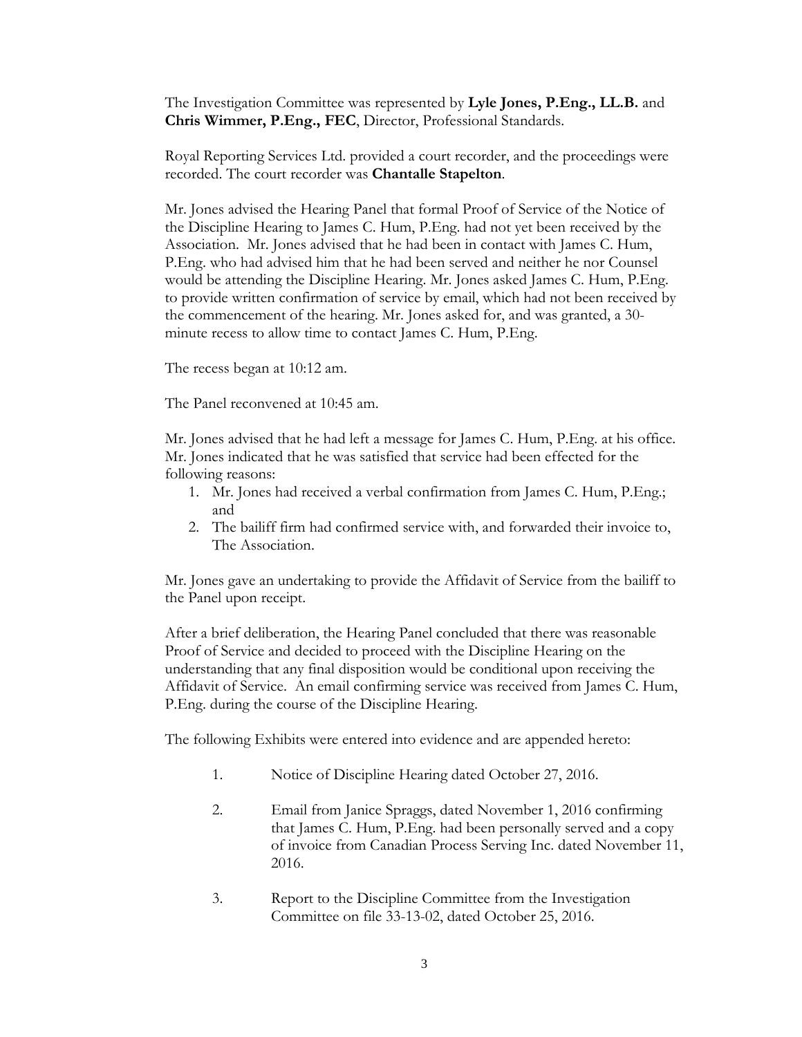The Investigation Committee was represented by **Lyle Jones, P.Eng., LL.B.** and **Chris Wimmer, P.Eng., FEC**, Director, Professional Standards.

Royal Reporting Services Ltd. provided a court recorder, and the proceedings were recorded. The court recorder was **Chantalle Stapelton**.

Mr. Jones advised the Hearing Panel that formal Proof of Service of the Notice of the Discipline Hearing to James C. Hum, P.Eng. had not yet been received by the Association. Mr. Jones advised that he had been in contact with James C. Hum, P.Eng. who had advised him that he had been served and neither he nor Counsel would be attending the Discipline Hearing. Mr. Jones asked James C. Hum, P.Eng. to provide written confirmation of service by email, which had not been received by the commencement of the hearing. Mr. Jones asked for, and was granted, a 30-minute recess to allow time to contact James C. Hum, P.Eng.

The recess began at 10:12 am.

The Panel reconvened at 10:45 am.

Mr. Jones advised that he had left a message for James C. Hum, P.Eng. at his office. Mr. Jones indicated that he was satisfied that service had been effected for the following reasons:

1. Mr. Jones had received a verbal confirmation from James C. Hum, P.Eng.; and
2. The bailiff firm had confirmed service with, and forwarded their invoice to, The Association.

Mr. Jones gave an undertaking to provide the Affidavit of Service from the bailiff to the Panel upon receipt.

After a brief deliberation, the Hearing Panel concluded that there was reasonable Proof of Service and decided to proceed with the Discipline Hearing on the understanding that any final disposition would be conditional upon receiving the Affidavit of Service. An email confirming service was received from James C. Hum, P.Eng. during the course of the Discipline Hearing.

The following Exhibits were entered into evidence and are appended hereto:

1. Notice of Discipline Hearing dated October 27, 2016.

2. Email from Janice Spraggs, dated November 1, 2016 confirming that James C. Hum, P.Eng. had been personally served and a copy of invoice from Canadian Process Serving Inc. dated November 11, 2016.

3. Report to the Discipline Committee from the Investigation Committee on file 33-13-02, dated October 25, 2016.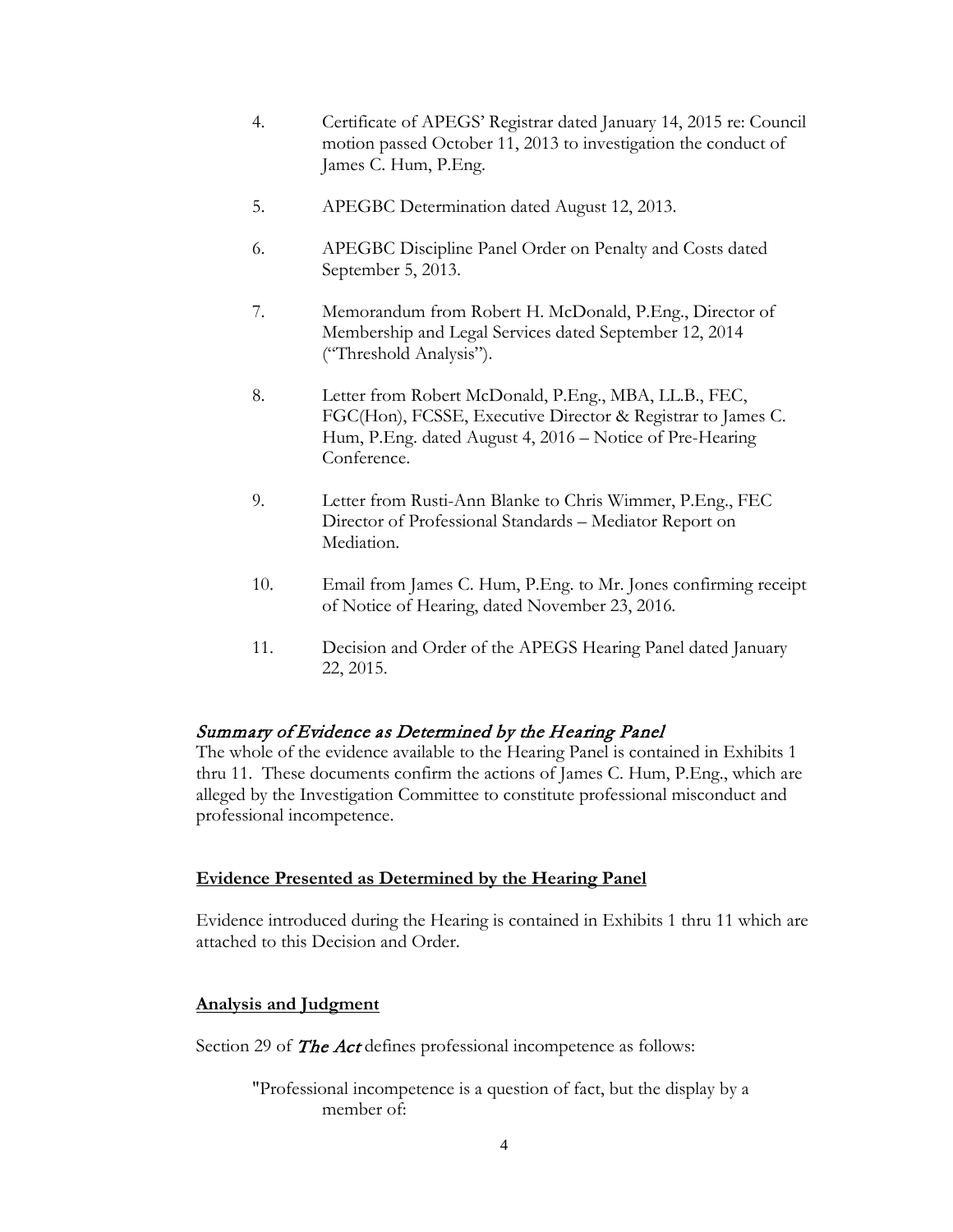4. Certificate of APEGS' Registrar dated January 14, 2015 re: Council motion passed October 11, 2013 to investigation the conduct of James C. Hum, P.Eng.

5. APEGBC Determination dated August 12, 2013.

6. APEGBC Discipline Panel Order on Penalty and Costs dated September 5, 2013.

7. Memorandum from Robert H. McDonald, P.Eng., Director of Membership and Legal Services dated September 12, 2014 ("Threshold Analysis").

8. Letter from Robert McDonald, P.Eng., MBA, LL.B., FEC, FGC(Hon), FCSSE, Executive Director & Registrar to James C. Hum, P.Eng. dated August 4, 2016 – Notice of Pre-Hearing Conference.

9. Letter from Rusti-Ann Blanke to Chris Wimmer, P.Eng., FEC Director of Professional Standards – Mediator Report on Mediation.

10. Email from James C. Hum, P.Eng. to Mr. Jones confirming receipt of Notice of Hearing, dated November 23, 2016.

11. Decision and Order of the APEGS Hearing Panel dated January 22, 2015.

### *Summary of Evidence as Determined by the Hearing Panel*

The whole of the evidence available to the Hearing Panel is contained in Exhibits 1 thru 11. These documents confirm the actions of James C. Hum, P.Eng., which are alleged by the Investigation Committee to constitute professional misconduct and professional incompetence.

### **Evidence Presented as Determined by the Hearing Panel**

Evidence introduced during the Hearing is contained in Exhibits 1 thru 11 which are attached to this Decision and Order.

### **Analysis and Judgment**

Section 29 of ***The Act*** defines professional incompetence as follows:

> "Professional incompetence is a question of fact, but the display by a member of: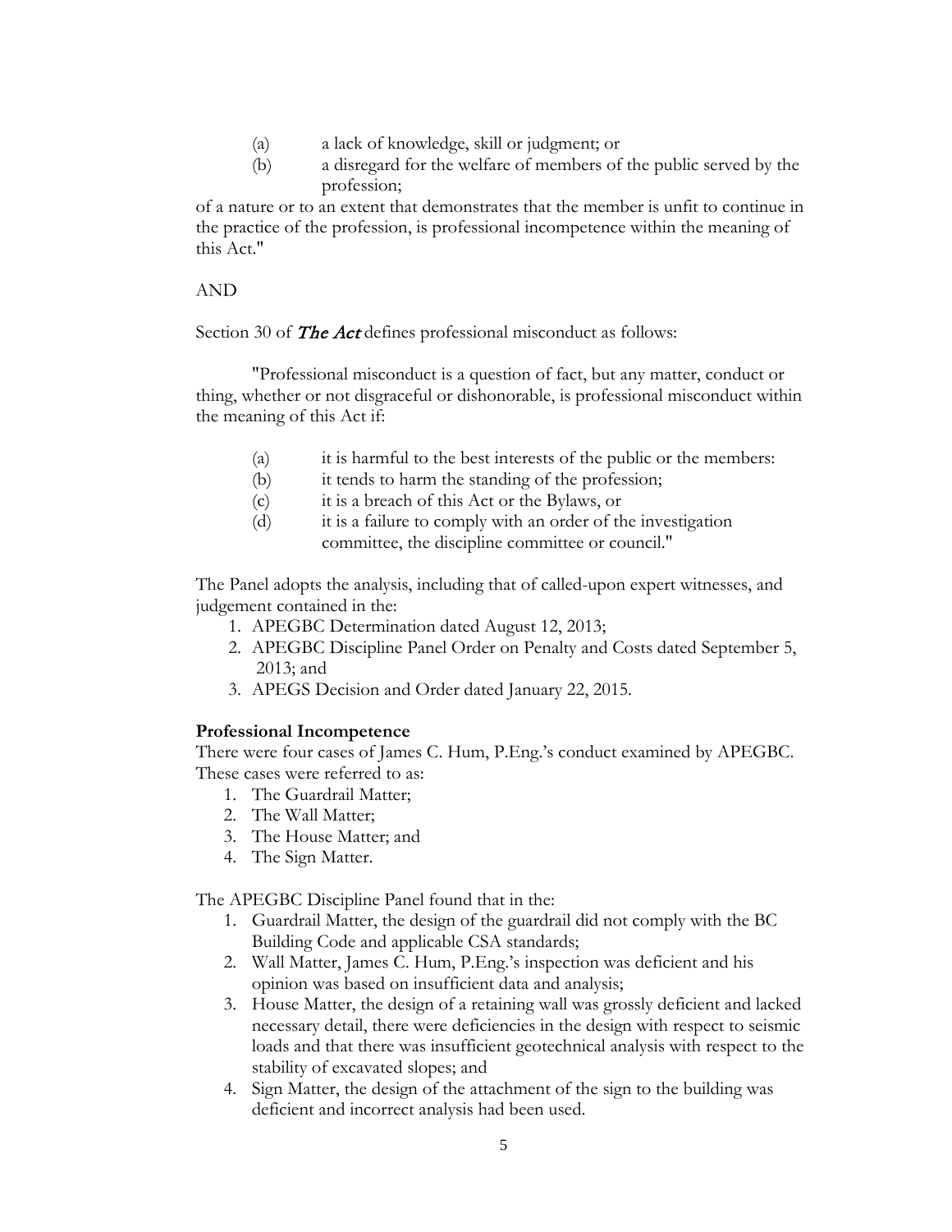(a) a lack of knowledge, skill or judgment; or
(b) a disregard for the welfare of members of the public served by the profession;

of a nature or to an extent that demonstrates that the member is unfit to continue in the practice of the profession, is professional incompetence within the meaning of this Act."

AND

Section 30 of ***The Act*** defines professional misconduct as follows:

"Professional misconduct is a question of fact, but any matter, conduct or thing, whether or not disgraceful or dishonorable, is professional misconduct within the meaning of this Act if:

(a) it is harmful to the best interests of the public or the members:
(b) it tends to harm the standing of the profession;
(c) it is a breach of this Act or the Bylaws, or
(d) it is a failure to comply with an order of the investigation committee, the discipline committee or council."

The Panel adopts the analysis, including that of called-upon expert witnesses, and judgement contained in the:

1. APEGBC Determination dated August 12, 2013;
2. APEGBC Discipline Panel Order on Penalty and Costs dated September 5, 2013; and
3. APEGS Decision and Order dated January 22, 2015.

**Professional Incompetence**

There were four cases of James C. Hum, P.Eng.'s conduct examined by APEGBC. These cases were referred to as:

1. The Guardrail Matter;
2. The Wall Matter;
3. The House Matter; and
4. The Sign Matter.

The APEGBC Discipline Panel found that in the:

1. Guardrail Matter, the design of the guardrail did not comply with the BC Building Code and applicable CSA standards;
2. Wall Matter, James C. Hum, P.Eng.'s inspection was deficient and his opinion was based on insufficient data and analysis;
3. House Matter, the design of a retaining wall was grossly deficient and lacked necessary detail, there were deficiencies in the design with respect to seismic loads and that there was insufficient geotechnical analysis with respect to the stability of excavated slopes; and
4. Sign Matter, the design of the attachment of the sign to the building was deficient and incorrect analysis had been used.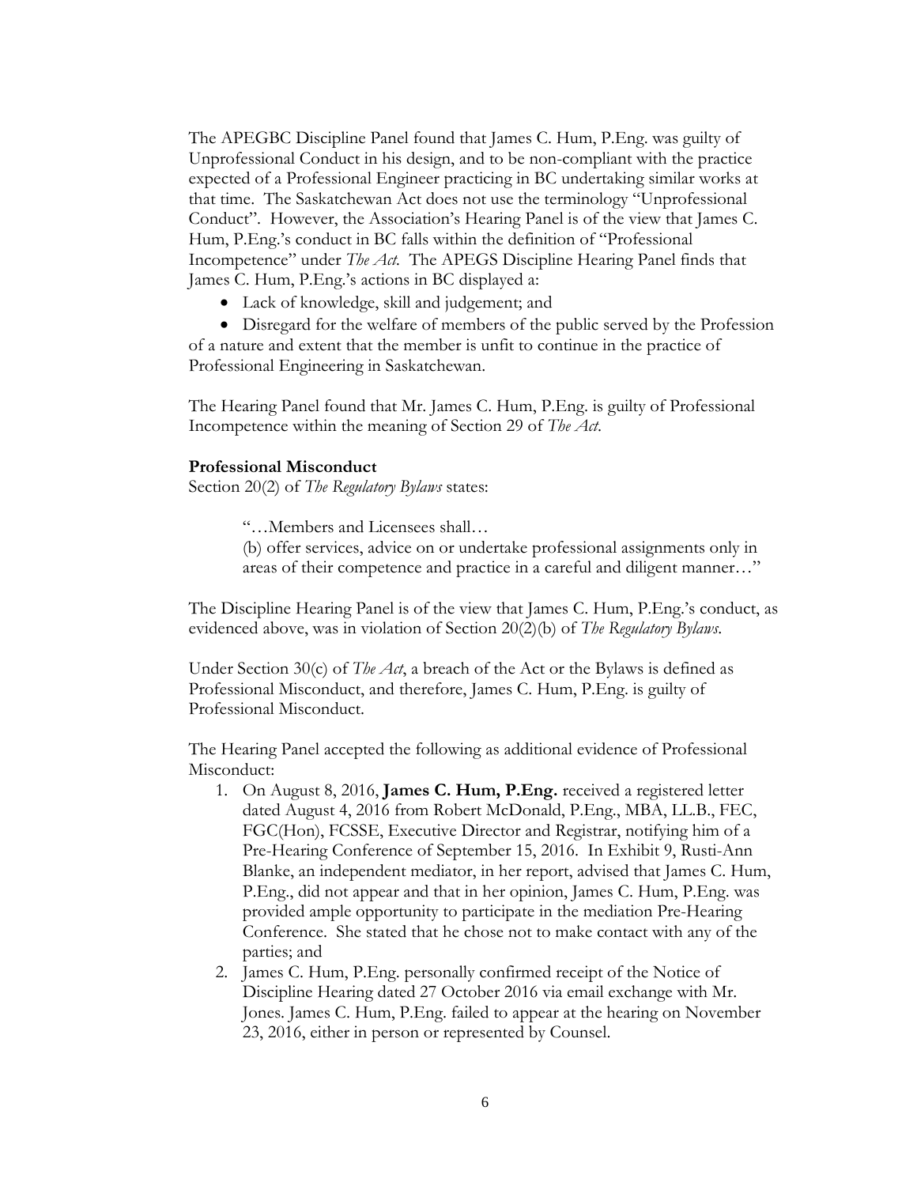The APEGBC Discipline Panel found that James C. Hum, P.Eng. was guilty of Unprofessional Conduct in his design, and to be non-compliant with the practice expected of a Professional Engineer practicing in BC undertaking similar works at that time. The Saskatchewan Act does not use the terminology "Unprofessional Conduct". However, the Association's Hearing Panel is of the view that James C. Hum, P.Eng.'s conduct in BC falls within the definition of "Professional Incompetence" under *The Act*. The APEGS Discipline Hearing Panel finds that James C. Hum, P.Eng.'s actions in BC displayed a:

- Lack of knowledge, skill and judgement; and
- Disregard for the welfare of members of the public served by the Profession of a nature and extent that the member is unfit to continue in the practice of Professional Engineering in Saskatchewan.

The Hearing Panel found that Mr. James C. Hum, P.Eng. is guilty of Professional Incompetence within the meaning of Section 29 of *The Act*.

**Professional Misconduct**

Section 20(2) of *The Regulatory Bylaws* states:

> "…Members and Licensees shall…
>
> (b) offer services, advice on or undertake professional assignments only in areas of their competence and practice in a careful and diligent manner…"

The Discipline Hearing Panel is of the view that James C. Hum, P.Eng.'s conduct, as evidenced above, was in violation of Section 20(2)(b) of *The Regulatory Bylaws*.

Under Section 30(c) of *The Act*, a breach of the Act or the Bylaws is defined as Professional Misconduct, and therefore, James C. Hum, P.Eng. is guilty of Professional Misconduct.

The Hearing Panel accepted the following as additional evidence of Professional Misconduct:

1. On August 8, 2016, **James C. Hum, P.Eng.** received a registered letter dated August 4, 2016 from Robert McDonald, P.Eng., MBA, LL.B., FEC, FGC(Hon), FCSSE, Executive Director and Registrar, notifying him of a Pre-Hearing Conference of September 15, 2016. In Exhibit 9, Rusti-Ann Blanke, an independent mediator, in her report, advised that James C. Hum, P.Eng., did not appear and that in her opinion, James C. Hum, P.Eng. was provided ample opportunity to participate in the mediation Pre-Hearing Conference. She stated that he chose not to make contact with any of the parties; and
2. James C. Hum, P.Eng. personally confirmed receipt of the Notice of Discipline Hearing dated 27 October 2016 via email exchange with Mr. Jones. James C. Hum, P.Eng. failed to appear at the hearing on November 23, 2016, either in person or represented by Counsel.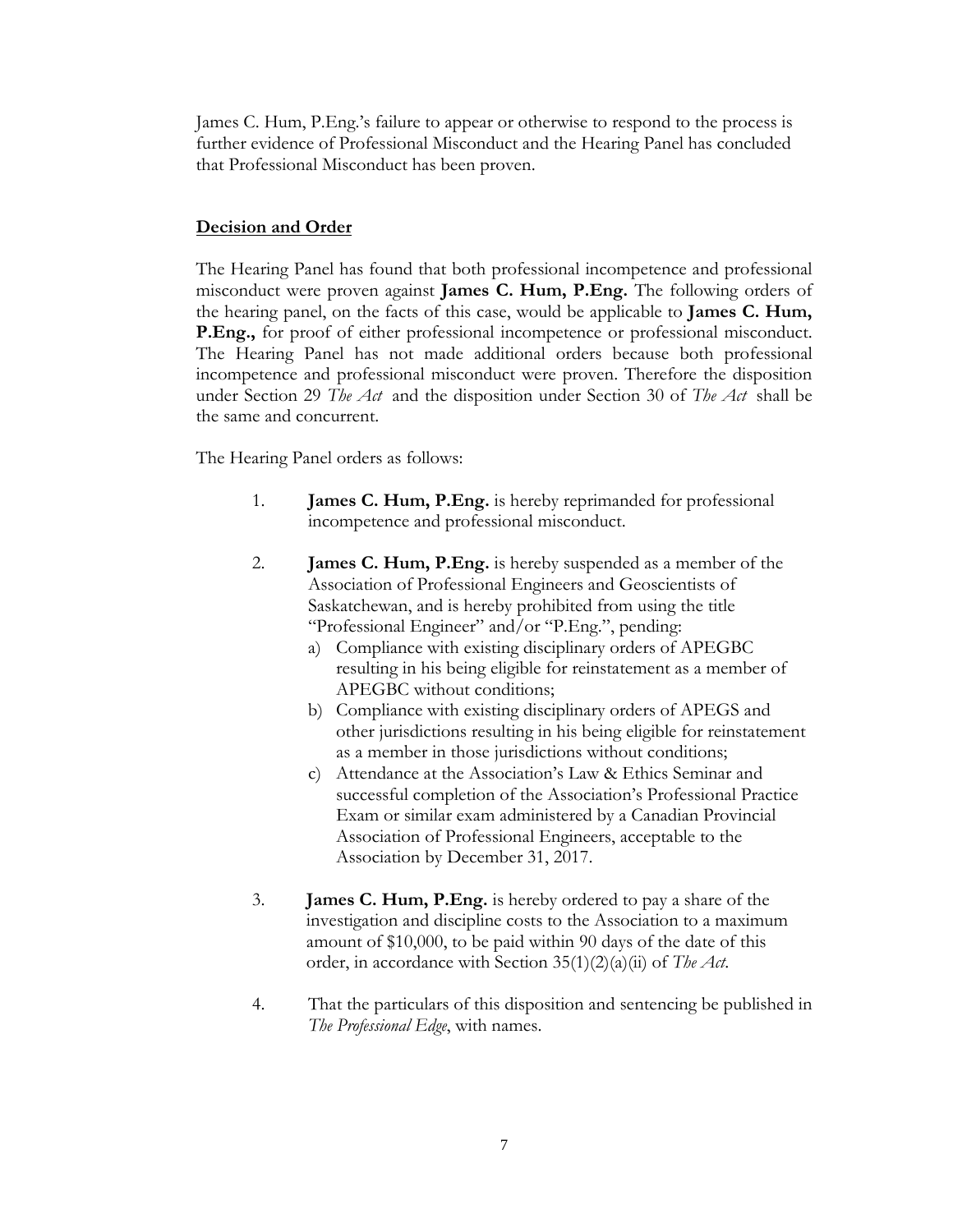James C. Hum, P.Eng.'s failure to appear or otherwise to respond to the process is further evidence of Professional Misconduct and the Hearing Panel has concluded that Professional Misconduct has been proven.

## Decision and Order

The Hearing Panel has found that both professional incompetence and professional misconduct were proven against **James C. Hum, P.Eng.** The following orders of the hearing panel, on the facts of this case, would be applicable to **James C. Hum, P.Eng.,** for proof of either professional incompetence or professional misconduct. The Hearing Panel has not made additional orders because both professional incompetence and professional misconduct were proven. Therefore the disposition under Section 29 *The Act* and the disposition under Section 30 of *The Act* shall be the same and concurrent.

The Hearing Panel orders as follows:

1. **James C. Hum, P.Eng.** is hereby reprimanded for professional incompetence and professional misconduct.

2. **James C. Hum, P.Eng.** is hereby suspended as a member of the Association of Professional Engineers and Geoscientists of Saskatchewan, and is hereby prohibited from using the title "Professional Engineer" and/or "P.Eng.", pending:
   a) Compliance with existing disciplinary orders of APEGBC resulting in his being eligible for reinstatement as a member of APEGBC without conditions;
   b) Compliance with existing disciplinary orders of APEGS and other jurisdictions resulting in his being eligible for reinstatement as a member in those jurisdictions without conditions;
   c) Attendance at the Association's Law & Ethics Seminar and successful completion of the Association's Professional Practice Exam or similar exam administered by a Canadian Provincial Association of Professional Engineers, acceptable to the Association by December 31, 2017.

3. **James C. Hum, P.Eng.** is hereby ordered to pay a share of the investigation and discipline costs to the Association to a maximum amount of $10,000, to be paid within 90 days of the date of this order, in accordance with Section 35(1)(2)(a)(ii) of *The Act*.

4. That the particulars of this disposition and sentencing be published in *The Professional Edge*, with names.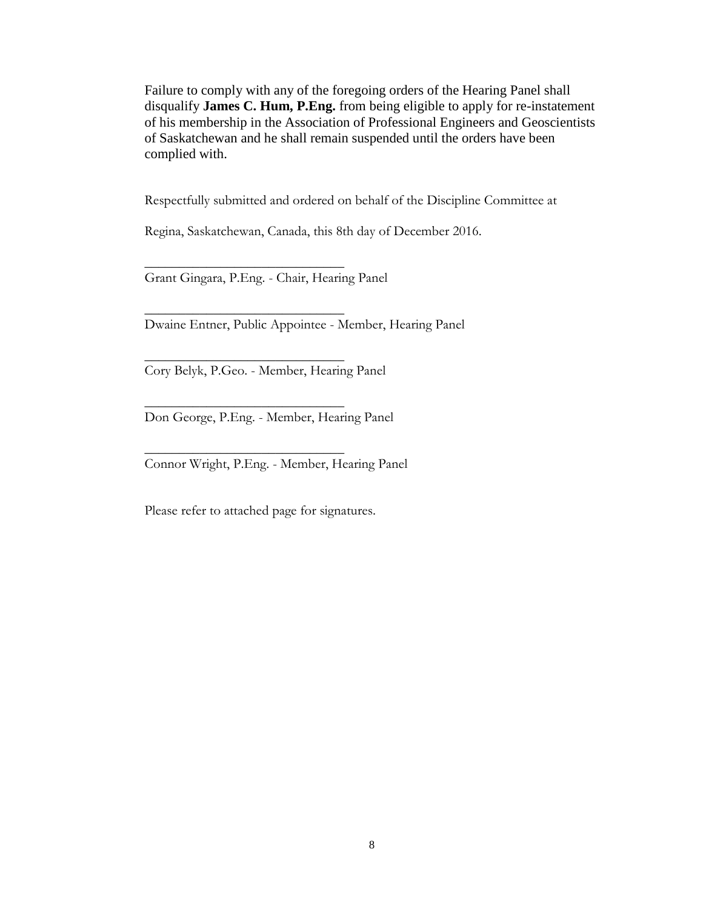Failure to comply with any of the foregoing orders of the Hearing Panel shall disqualify **James C. Hum, P.Eng.** from being eligible to apply for re-instatement of his membership in the Association of Professional Engineers and Geoscientists of Saskatchewan and he shall remain suspended until the orders have been complied with.

Respectfully submitted and ordered on behalf of the Discipline Committee at

Regina, Saskatchewan, Canada, this 8th day of December 2016.

______________________________
Grant Gingara, P.Eng. - Chair, Hearing Panel

______________________________
Dwaine Entner, Public Appointee - Member, Hearing Panel

______________________________
Cory Belyk, P.Geo. - Member, Hearing Panel

______________________________
Don George, P.Eng. - Member, Hearing Panel

______________________________
Connor Wright, P.Eng. - Member, Hearing Panel

Please refer to attached page for signatures.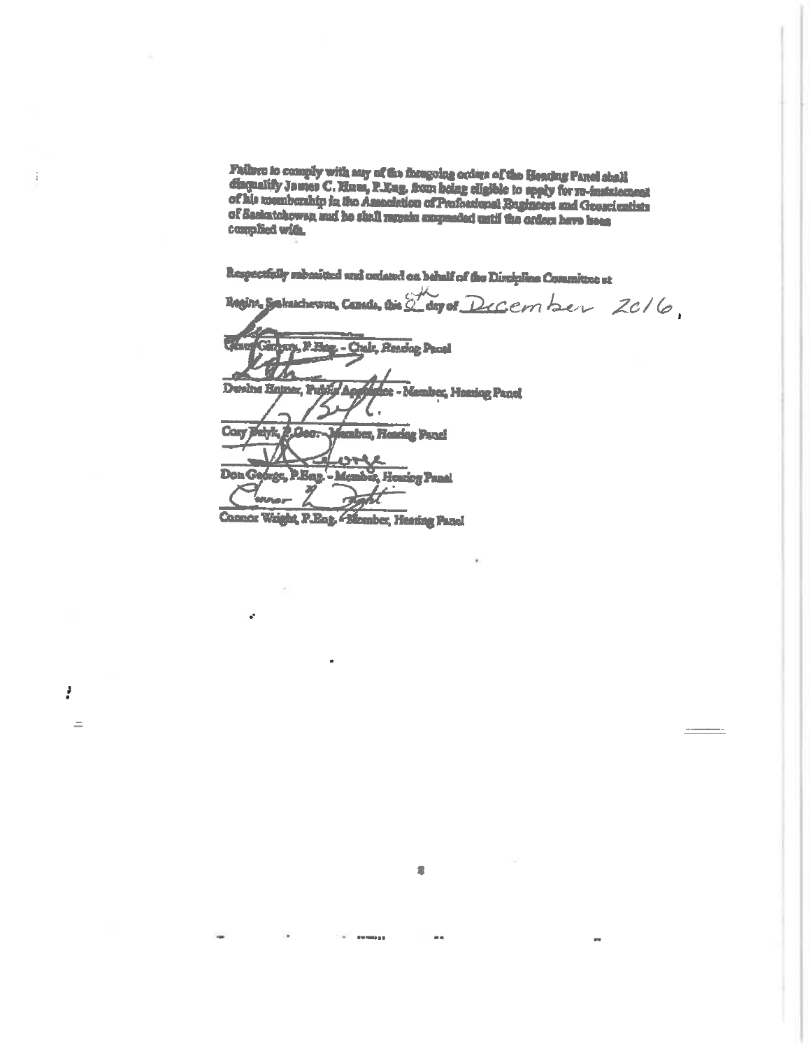Failure to comply with any of the foregoing orders of the Hearing Panel shall disqualify James C. Nunn, P.Eng. from being eligible to apply for re-instatement of his membership in the Association of Professional Engineers and Geoscientists of Saskatchewan and he shall remain suspended until the orders have been complied with.

Respectfully submitted and ordered on behalf of the Discipline Committee at Regina, Saskatchewan, Canada, this 8th day of December 2016.

Grant Gibbons, P.Eng. - Chair, Hearing Panel

Denise Horner, Public Appointee - Member, Hearing Panel

Cory Belyk, P.Geo. - Member, Hearing Panel

Don George, P.Eng. - Member, Hearing Panel

Connor Wright, P.Eng. - Member, Hearing Panel